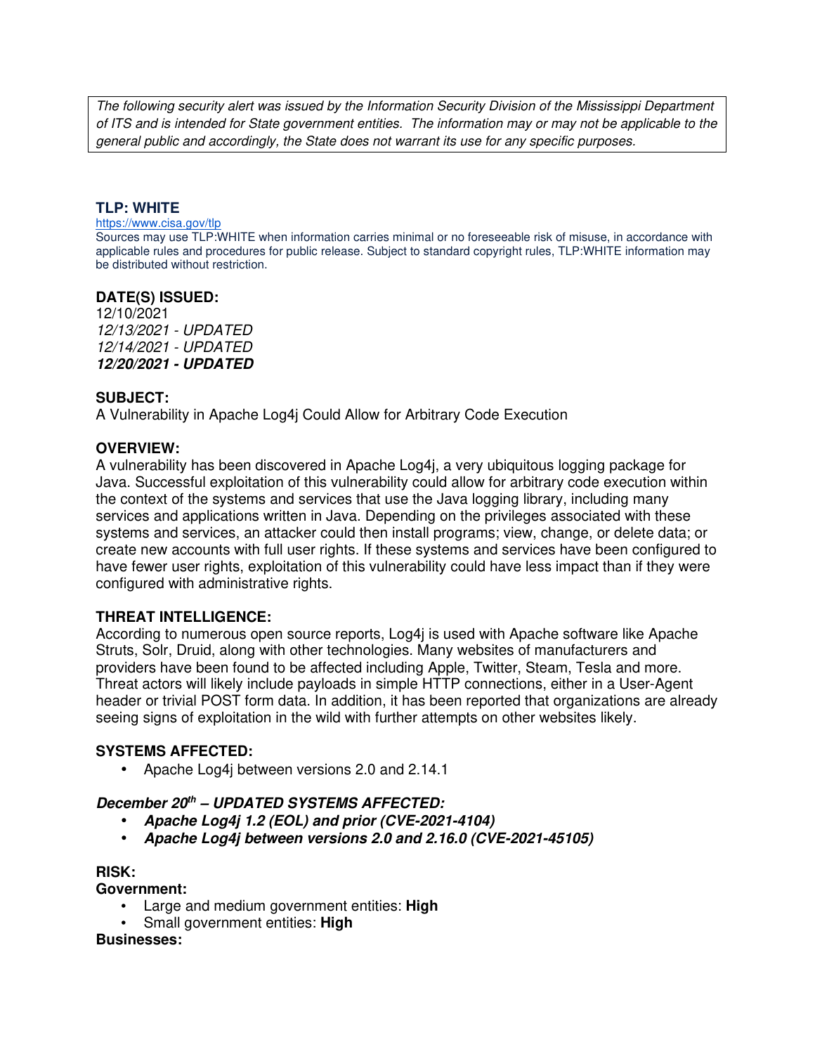*The following security alert was issued by the Information Security Division of the Mississippi Department of ITS and is intended for State government entities. The information may or may not be applicable to the general public and accordingly, the State does not warrant its use for any specific purposes.*

**TLP: WHITE**

https://www.cisa.gov/tlp

Sources may use TLP:WHITE when information carries minimal or no foreseeable risk of misuse, in accordance with applicable rules and procedures for public release. Subject to standard copyright rules, TLP:WHITE information may be distributed without restriction.

**DATE(S) ISSUED:**

12/10/2021

*12/13/2021 - UPDATED*

*12/14/2021 - UPDATED*

***12/20/2021 - UPDATED***

**SUBJECT:**

A Vulnerability in Apache Log4j Could Allow for Arbitrary Code Execution

**OVERVIEW:**

A vulnerability has been discovered in Apache Log4j, a very ubiquitous logging package for Java. Successful exploitation of this vulnerability could allow for arbitrary code execution within the context of the systems and services that use the Java logging library, including many services and applications written in Java. Depending on the privileges associated with these systems and services, an attacker could then install programs; view, change, or delete data; or create new accounts with full user rights. If these systems and services have been configured to have fewer user rights, exploitation of this vulnerability could have less impact than if they were configured with administrative rights.

**THREAT INTELLIGENCE:**

According to numerous open source reports, Log4j is used with Apache software like Apache Struts, Solr, Druid, along with other technologies. Many websites of manufacturers and providers have been found to be affected including Apple, Twitter, Steam, Tesla and more. Threat actors will likely include payloads in simple HTTP connections, either in a User-Agent header or trivial POST form data. In addition, it has been reported that organizations are already seeing signs of exploitation in the wild with further attempts on other websites likely.

**SYSTEMS AFFECTED:**

- Apache Log4j between versions 2.0 and 2.14.1

***December 20th – UPDATED SYSTEMS AFFECTED:***

- ***Apache Log4j 1.2 (EOL) and prior (CVE-2021-4104)***
- ***Apache Log4j between versions 2.0 and 2.16.0 (CVE-2021-45105)***

**RISK:**

**Government:**

- Large and medium government entities: **High**
- Small government entities: **High**

**Businesses:**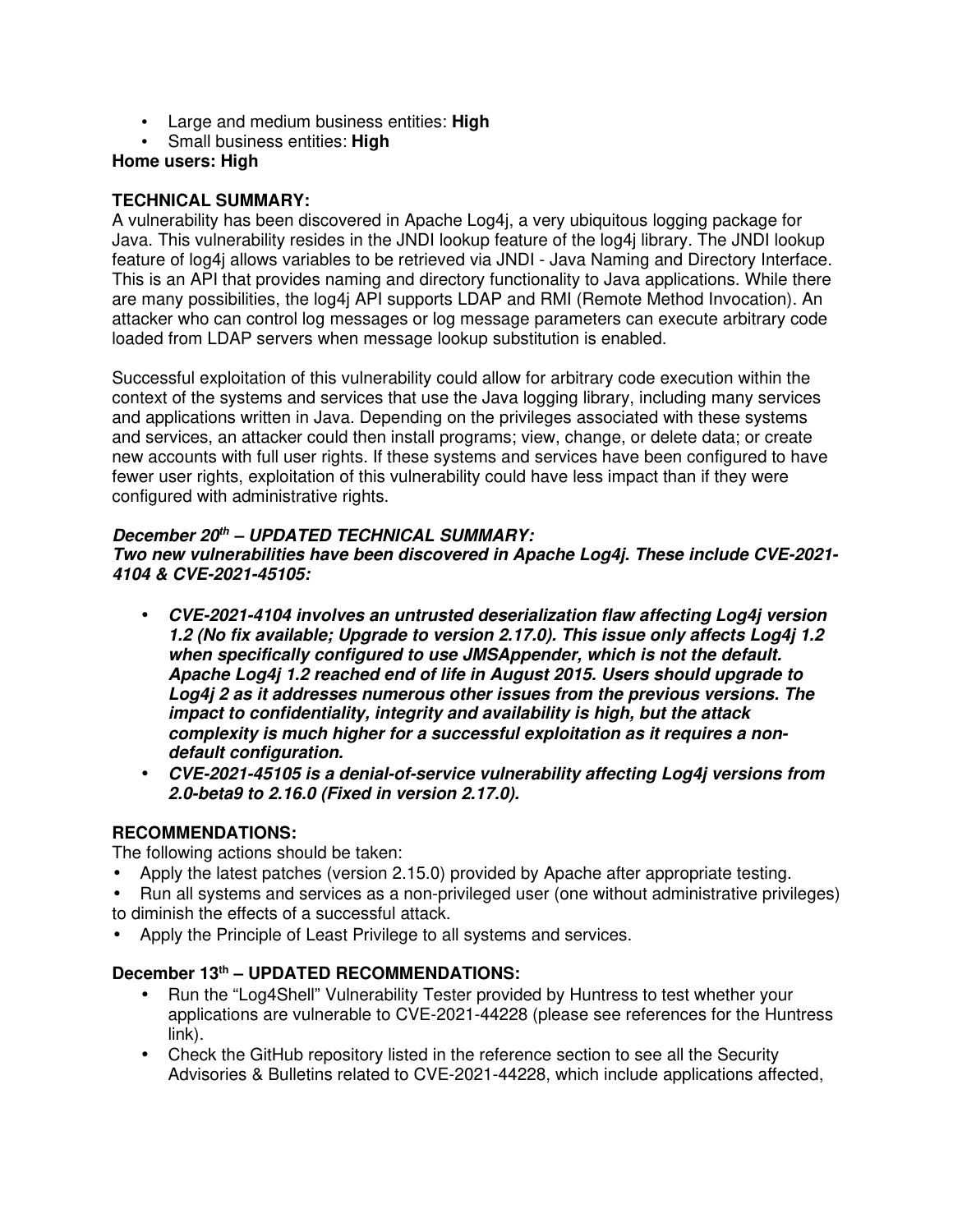- Large and medium business entities: **High**
- Small business entities: **High**

**Home users: High**

**TECHNICAL SUMMARY:**

A vulnerability has been discovered in Apache Log4j, a very ubiquitous logging package for Java. This vulnerability resides in the JNDI lookup feature of the log4j library. The JNDI lookup feature of log4j allows variables to be retrieved via JNDI - Java Naming and Directory Interface. This is an API that provides naming and directory functionality to Java applications. While there are many possibilities, the log4j API supports LDAP and RMI (Remote Method Invocation). An attacker who can control log messages or log message parameters can execute arbitrary code loaded from LDAP servers when message lookup substitution is enabled.

Successful exploitation of this vulnerability could allow for arbitrary code execution within the context of the systems and services that use the Java logging library, including many services and applications written in Java. Depending on the privileges associated with these systems and services, an attacker could then install programs; view, change, or delete data; or create new accounts with full user rights. If these systems and services have been configured to have fewer user rights, exploitation of this vulnerability could have less impact than if they were configured with administrative rights.

***December 20th – UPDATED TECHNICAL SUMMARY:***

***Two new vulnerabilities have been discovered in Apache Log4j. These include CVE-2021-4104 & CVE-2021-45105:***

- ***CVE-2021-4104 involves an untrusted deserialization flaw affecting Log4j version 1.2 (No fix available; Upgrade to version 2.17.0). This issue only affects Log4j 1.2 when specifically configured to use JMSAppender, which is not the default. Apache Log4j 1.2 reached end of life in August 2015. Users should upgrade to Log4j 2 as it addresses numerous other issues from the previous versions. The impact to confidentiality, integrity and availability is high, but the attack complexity is much higher for a successful exploitation as it requires a non-default configuration.***
- ***CVE-2021-45105 is a denial-of-service vulnerability affecting Log4j versions from 2.0-beta9 to 2.16.0 (Fixed in version 2.17.0).***

**RECOMMENDATIONS:**

The following actions should be taken:

- Apply the latest patches (version 2.15.0) provided by Apache after appropriate testing.
- Run all systems and services as a non-privileged user (one without administrative privileges) to diminish the effects of a successful attack.
- Apply the Principle of Least Privilege to all systems and services.

**December 13th – UPDATED RECOMMENDATIONS:**

- Run the "Log4Shell" Vulnerability Tester provided by Huntress to test whether your applications are vulnerable to CVE-2021-44228 (please see references for the Huntress link).
- Check the GitHub repository listed in the reference section to see all the Security Advisories & Bulletins related to CVE-2021-44228, which include applications affected,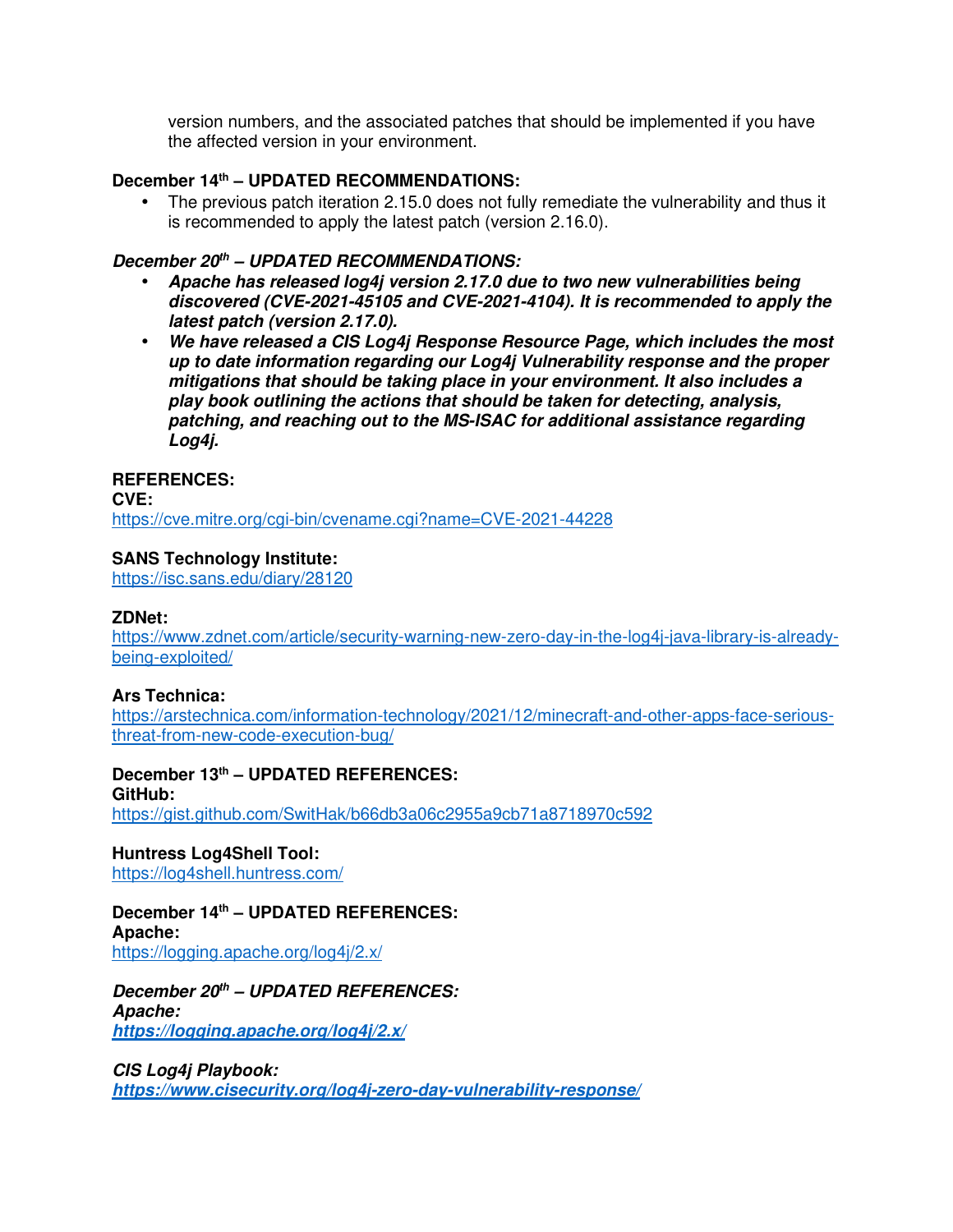version numbers, and the associated patches that should be implemented if you have the affected version in your environment.

**December 14th – UPDATED RECOMMENDATIONS:**

- The previous patch iteration 2.15.0 does not fully remediate the vulnerability and thus it is recommended to apply the latest patch (version 2.16.0).

***December 20th – UPDATED RECOMMENDATIONS:***

- ***Apache has released log4j version 2.17.0 due to two new vulnerabilities being discovered (CVE-2021-45105 and CVE-2021-4104). It is recommended to apply the latest patch (version 2.17.0).***
- ***We have released a CIS Log4j Response Resource Page, which includes the most up to date information regarding our Log4j Vulnerability response and the proper mitigations that should be taking place in your environment. It also includes a play book outlining the actions that should be taken for detecting, analysis, patching, and reaching out to the MS-ISAC for additional assistance regarding Log4j.***

**REFERENCES:**

**CVE:**
https://cve.mitre.org/cgi-bin/cvename.cgi?name=CVE-2021-44228

**SANS Technology Institute:**
https://isc.sans.edu/diary/28120

**ZDNet:**
https://www.zdnet.com/article/security-warning-new-zero-day-in-the-log4j-java-library-is-already-being-exploited/

**Ars Technica:**
https://arstechnica.com/information-technology/2021/12/minecraft-and-other-apps-face-serious-threat-from-new-code-execution-bug/

**December 13th – UPDATED REFERENCES:**

**GitHub:**
https://gist.github.com/SwitHak/b66db3a06c2955a9cb71a8718970c592

**Huntress Log4Shell Tool:**
https://log4shell.huntress.com/

**December 14th – UPDATED REFERENCES:**

**Apache:**
https://logging.apache.org/log4j/2.x/

***December 20th – UPDATED REFERENCES:***

***Apache:***
***https://logging.apache.org/log4j/2.x/***

***CIS Log4j Playbook:***
***https://www.cisecurity.org/log4j-zero-day-vulnerability-response/***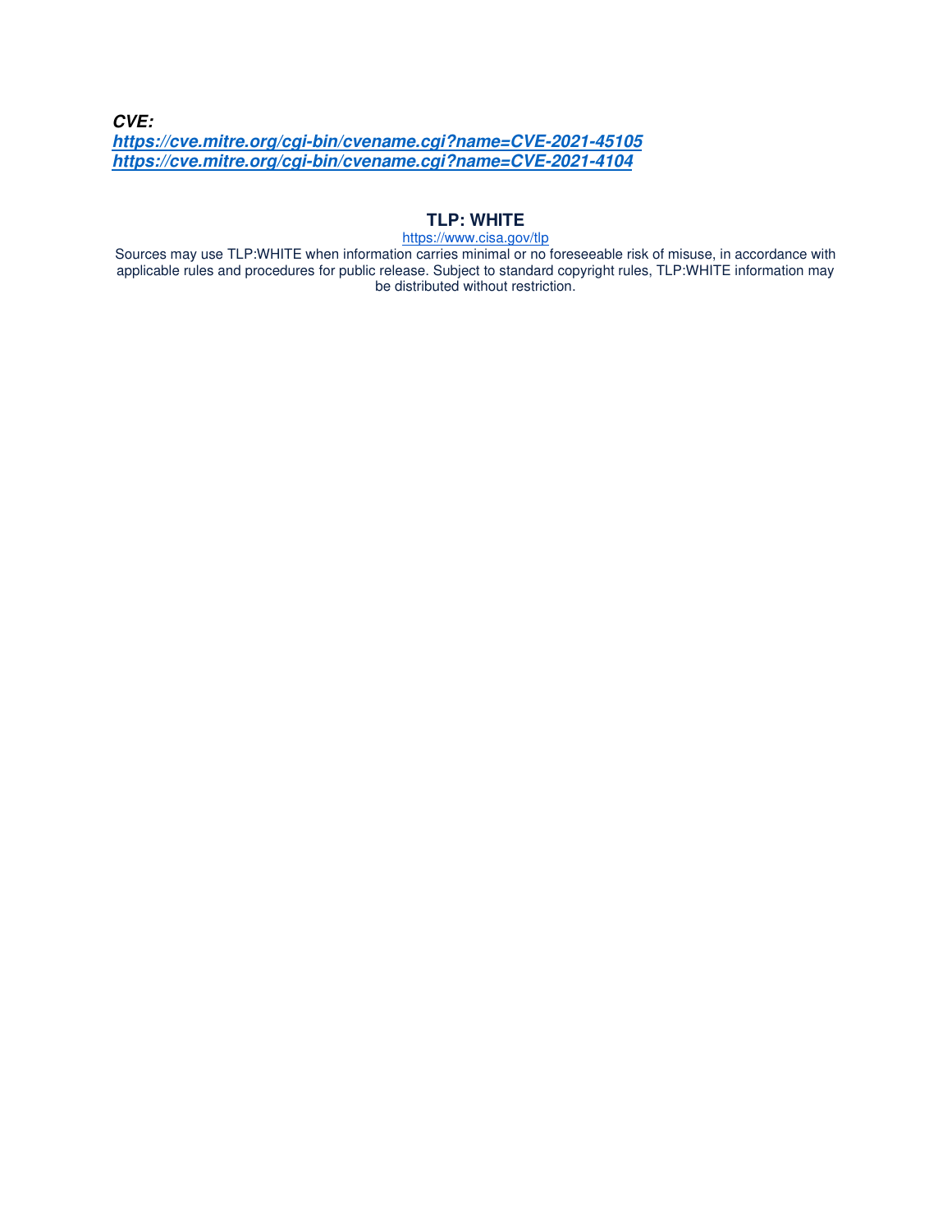***CVE:***
***https://cve.mitre.org/cgi-bin/cvename.cgi?name=CVE-2021-45105***
***https://cve.mitre.org/cgi-bin/cvename.cgi?name=CVE-2021-4104***

## TLP: WHITE

https://www.cisa.gov/tlp

Sources may use TLP:WHITE when information carries minimal or no foreseeable risk of misuse, in accordance with applicable rules and procedures for public release. Subject to standard copyright rules, TLP:WHITE information may be distributed without restriction.